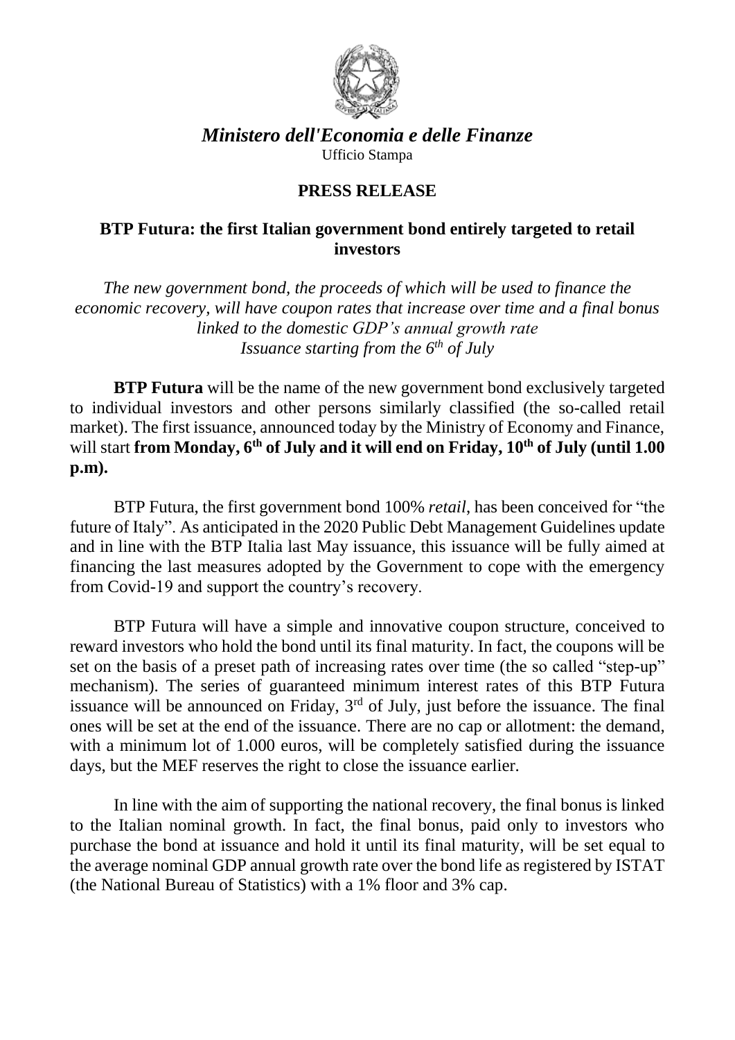*Ministero dell'Economia e delle Finanze*

Ufficio Stampa

## PRESS RELEASE

### BTP Futura: the first Italian government bond entirely targeted to retail investors

*The new government bond, the proceeds of which will be used to finance the economic recovery, will have coupon rates that increase over time and a final bonus linked to the domestic GDP's annual growth rate*
*Issuance starting from the 6th of July*

**BTP Futura** will be the name of the new government bond exclusively targeted to individual investors and other persons similarly classified (the so-called retail market). The first issuance, announced today by the Ministry of Economy and Finance, will start **from Monday, 6th of July and it will end on Friday, 10th of July (until 1.00 p.m).**

BTP Futura, the first government bond 100% *retail*, has been conceived for "the future of Italy". As anticipated in the 2020 Public Debt Management Guidelines update and in line with the BTP Italia last May issuance, this issuance will be fully aimed at financing the last measures adopted by the Government to cope with the emergency from Covid-19 and support the country's recovery.

BTP Futura will have a simple and innovative coupon structure, conceived to reward investors who hold the bond until its final maturity. In fact, the coupons will be set on the basis of a preset path of increasing rates over time (the so called "step-up" mechanism). The series of guaranteed minimum interest rates of this BTP Futura issuance will be announced on Friday, 3rd of July, just before the issuance. The final ones will be set at the end of the issuance. There are no cap or allotment: the demand, with a minimum lot of 1.000 euros, will be completely satisfied during the issuance days, but the MEF reserves the right to close the issuance earlier.

In line with the aim of supporting the national recovery, the final bonus is linked to the Italian nominal growth. In fact, the final bonus, paid only to investors who purchase the bond at issuance and hold it until its final maturity, will be set equal to the average nominal GDP annual growth rate over the bond life as registered by ISTAT (the National Bureau of Statistics) with a 1% floor and 3% cap.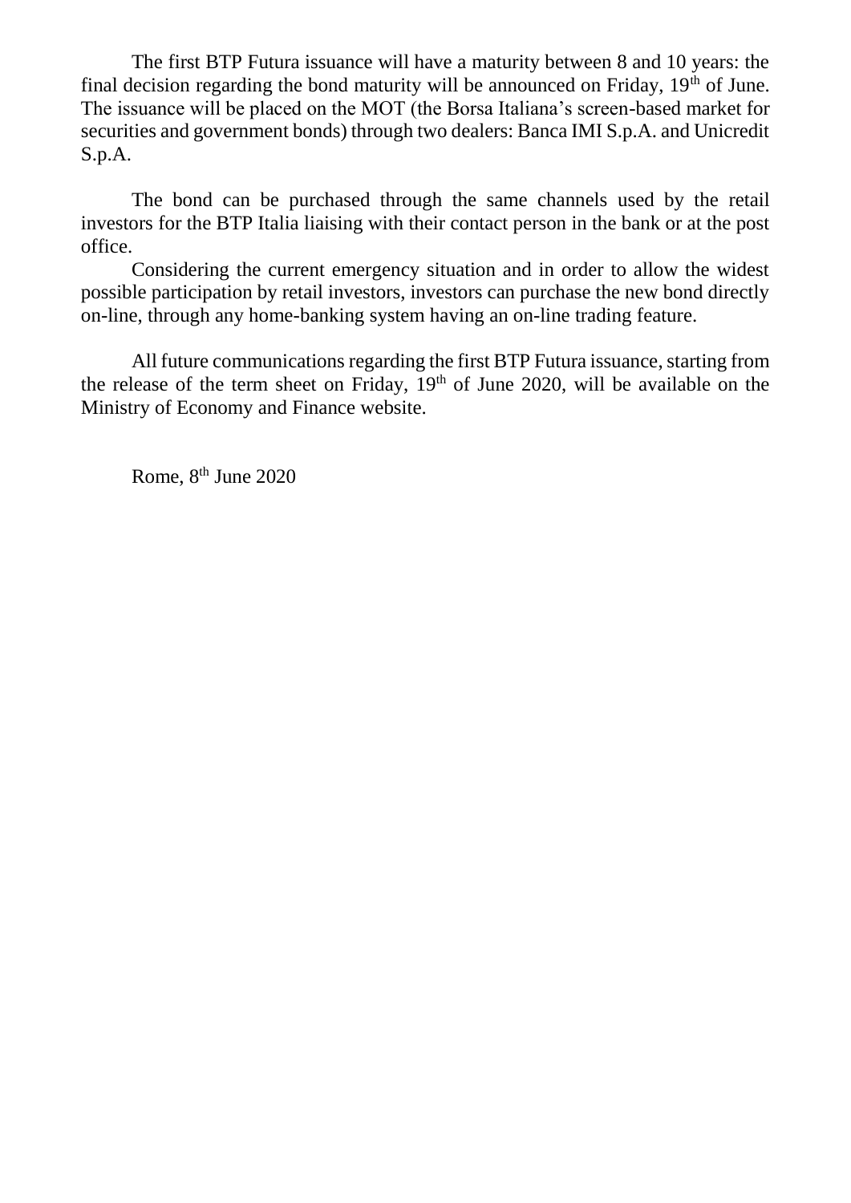The first BTP Futura issuance will have a maturity between 8 and 10 years: the final decision regarding the bond maturity will be announced on Friday, 19th of June. The issuance will be placed on the MOT (the Borsa Italiana's screen-based market for securities and government bonds) through two dealers: Banca IMI S.p.A. and Unicredit S.p.A.

The bond can be purchased through the same channels used by the retail investors for the BTP Italia liaising with their contact person in the bank or at the post office.

Considering the current emergency situation and in order to allow the widest possible participation by retail investors, investors can purchase the new bond directly on-line, through any home-banking system having an on-line trading feature.

All future communications regarding the first BTP Futura issuance, starting from the release of the term sheet on Friday, 19th of June 2020, will be available on the Ministry of Economy and Finance website.

Rome, 8th June 2020